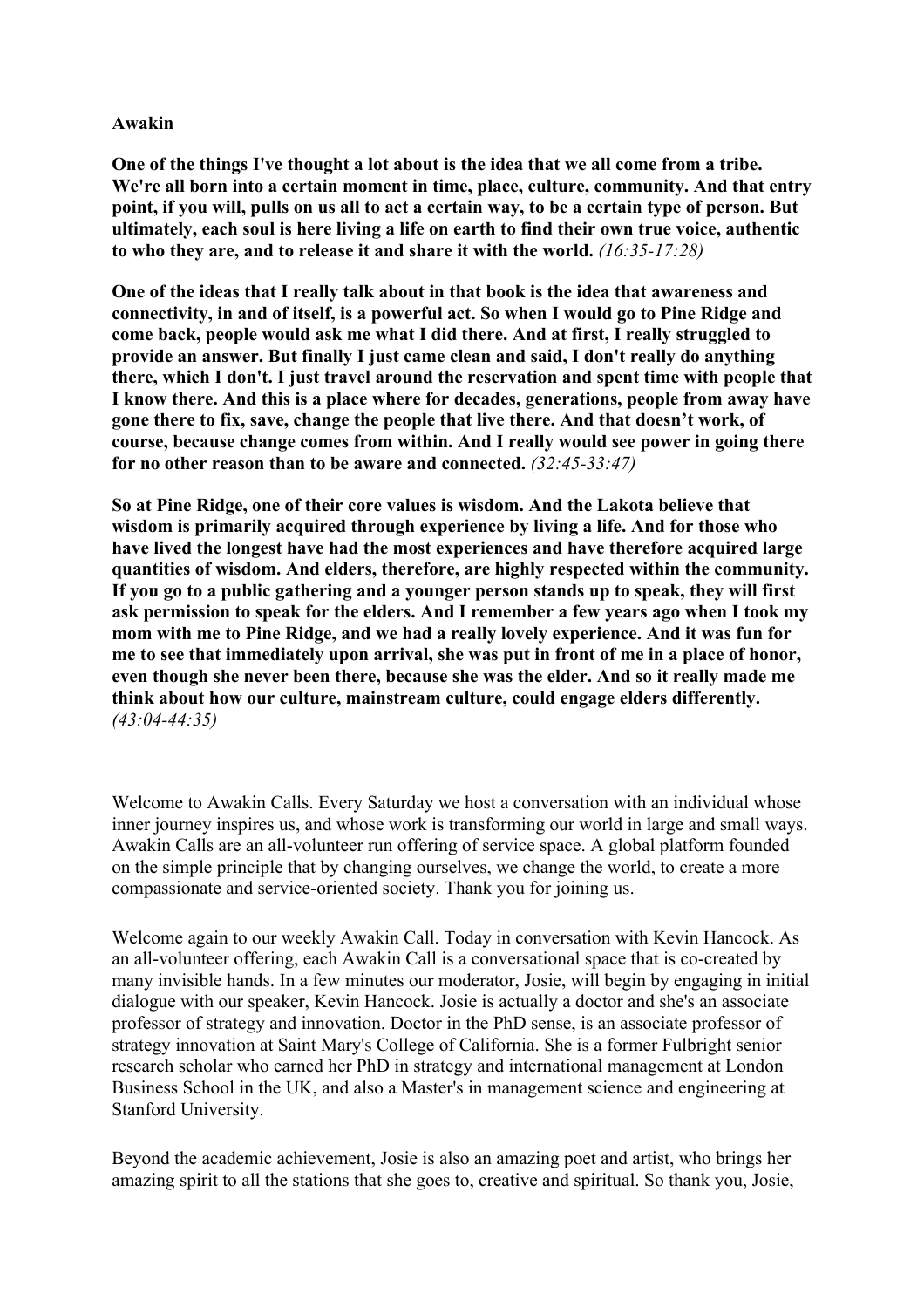**Awakin**

**One of the things I've thought a lot about is the idea that we all come from a tribe. We're all born into a certain moment in time, place, culture, community. And that entry point, if you will, pulls on us all to act a certain way, to be a certain type of person. But ultimately, each soul is here living a life on earth to find their own true voice, authentic to who they are, and to release it and share it with the world.** *(16:35-17:28)*

**One of the ideas that I really talk about in that book is the idea that awareness and connectivity, in and of itself, is a powerful act. So when I would go to Pine Ridge and come back, people would ask me what I did there. And at first, I really struggled to provide an answer. But finally I just came clean and said, I don't really do anything there, which I don't. I just travel around the reservation and spent time with people that I know there. And this is a place where for decades, generations, people from away have gone there to fix, save, change the people that live there. And that doesn't work, of course, because change comes from within. And I really would see power in going there for no other reason than to be aware and connected.** *(32:45-33:47)*

**So at Pine Ridge, one of their core values is wisdom. And the Lakota believe that wisdom is primarily acquired through experience by living a life. And for those who have lived the longest have had the most experiences and have therefore acquired large quantities of wisdom. And elders, therefore, are highly respected within the community. If you go to a public gathering and a younger person stands up to speak, they will first ask permission to speak for the elders. And I remember a few years ago when I took my mom with me to Pine Ridge, and we had a really lovely experience. And it was fun for me to see that immediately upon arrival, she was put in front of me in a place of honor, even though she never been there, because she was the elder. And so it really made me think about how our culture, mainstream culture, could engage elders differently.** *(43:04-44:35)*

Welcome to Awakin Calls. Every Saturday we host a conversation with an individual whose inner journey inspires us, and whose work is transforming our world in large and small ways. Awakin Calls are an all-volunteer run offering of service space. A global platform founded on the simple principle that by changing ourselves, we change the world, to create a more compassionate and service-oriented society. Thank you for joining us.

Welcome again to our weekly Awakin Call. Today in conversation with Kevin Hancock. As an all-volunteer offering, each Awakin Call is a conversational space that is co-created by many invisible hands. In a few minutes our moderator, Josie, will begin by engaging in initial dialogue with our speaker, Kevin Hancock. Josie is actually a doctor and she's an associate professor of strategy and innovation. Doctor in the PhD sense, is an associate professor of strategy innovation at Saint Mary's College of California. She is a former Fulbright senior research scholar who earned her PhD in strategy and international management at London Business School in the UK, and also a Master's in management science and engineering at Stanford University.

Beyond the academic achievement, Josie is also an amazing poet and artist, who brings her amazing spirit to all the stations that she goes to, creative and spiritual. So thank you, Josie,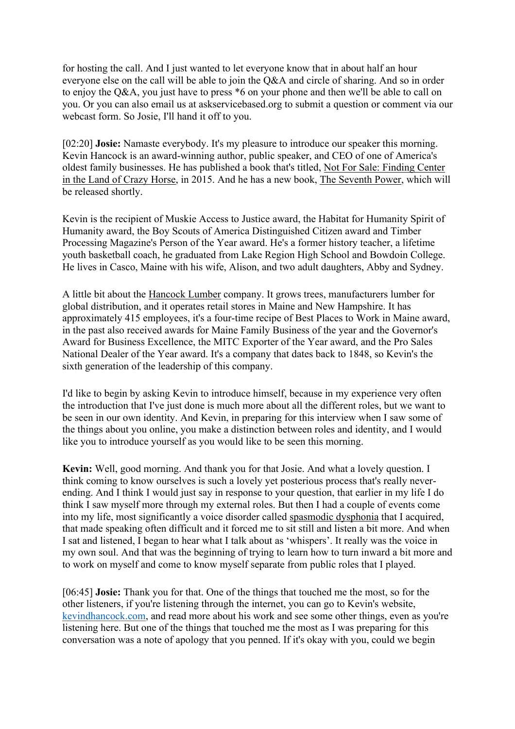for hosting the call. And I just wanted to let everyone know that in about half an hour everyone else on the call will be able to join the Q&A and circle of sharing. And so in order to enjoy the Q&A, you just have to press *6 on your phone and then we'll be able to call on you. Or you can also email us at askservicebased.org to submit a question or comment via our webcast form. So Josie, I'll hand it off to you.

[02:20] **Josie:** Namaste everybody. It's my pleasure to introduce our speaker this morning. Kevin Hancock is an award-winning author, public speaker, and CEO of one of America's oldest family businesses. He has published a book that's titled, Not For Sale: Finding Center in the Land of Crazy Horse, in 2015. And he has a new book, The Seventh Power, which will be released shortly.

Kevin is the recipient of Muskie Access to Justice award, the Habitat for Humanity Spirit of Humanity award, the Boy Scouts of America Distinguished Citizen award and Timber Processing Magazine's Person of the Year award. He's a former history teacher, a lifetime youth basketball coach, he graduated from Lake Region High School and Bowdoin College. He lives in Casco, Maine with his wife, Alison, and two adult daughters, Abby and Sydney.

A little bit about the Hancock Lumber company. It grows trees, manufacturers lumber for global distribution, and it operates retail stores in Maine and New Hampshire. It has approximately 415 employees, it's a four-time recipe of Best Places to Work in Maine award, in the past also received awards for Maine Family Business of the year and the Governor's Award for Business Excellence, the MITC Exporter of the Year award, and the Pro Sales National Dealer of the Year award. It's a company that dates back to 1848, so Kevin's the sixth generation of the leadership of this company.

I'd like to begin by asking Kevin to introduce himself, because in my experience very often the introduction that I've just done is much more about all the different roles, but we want to be seen in our own identity. And Kevin, in preparing for this interview when I saw some of the things about you online, you make a distinction between roles and identity, and I would like you to introduce yourself as you would like to be seen this morning.

**Kevin:** Well, good morning. And thank you for that Josie. And what a lovely question. I think coming to know ourselves is such a lovely yet posterious process that's really never-ending. And I think I would just say in response to your question, that earlier in my life I do think I saw myself more through my external roles. But then I had a couple of events come into my life, most significantly a voice disorder called spasmodic dysphonia that I acquired, that made speaking often difficult and it forced me to sit still and listen a bit more. And when I sat and listened, I began to hear what I talk about as 'whispers'. It really was the voice in my own soul. And that was the beginning of trying to learn how to turn inward a bit more and to work on myself and come to know myself separate from public roles that I played.

[06:45] **Josie:** Thank you for that. One of the things that touched me the most, so for the other listeners, if you're listening through the internet, you can go to Kevin's website, kevindhancock.com, and read more about his work and see some other things, even as you're listening here. But one of the things that touched me the most as I was preparing for this conversation was a note of apology that you penned. If it's okay with you, could we begin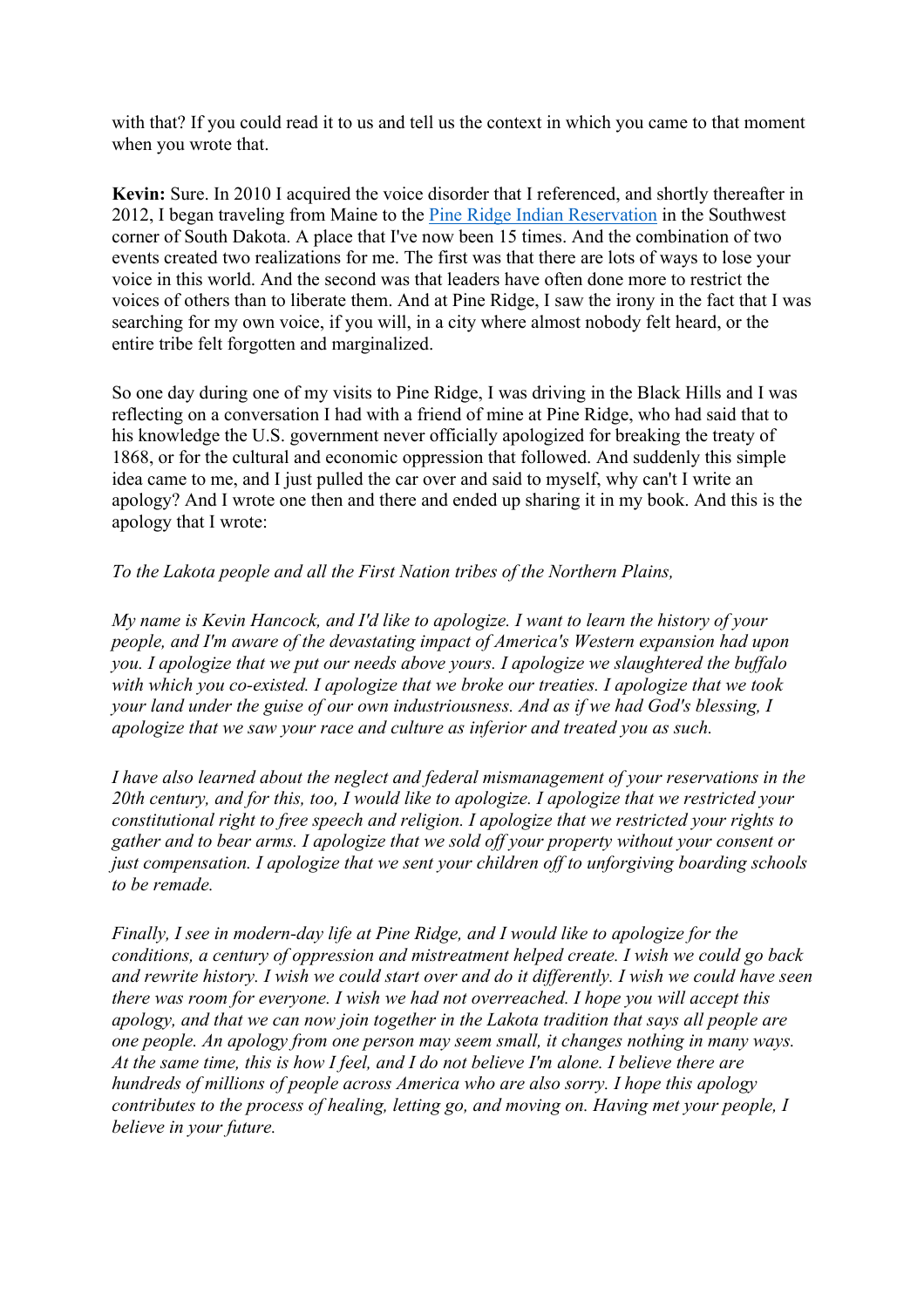with that? If you could read it to us and tell us the context in which you came to that moment when you wrote that.

**Kevin:** Sure. In 2010 I acquired the voice disorder that I referenced, and shortly thereafter in 2012, I began traveling from Maine to the [Pine Ridge Indian Reservation]() in the Southwest corner of South Dakota. A place that I've now been 15 times. And the combination of two events created two realizations for me. The first was that there are lots of ways to lose your voice in this world. And the second was that leaders have often done more to restrict the voices of others than to liberate them. And at Pine Ridge, I saw the irony in the fact that I was searching for my own voice, if you will, in a city where almost nobody felt heard, or the entire tribe felt forgotten and marginalized.

So one day during one of my visits to Pine Ridge, I was driving in the Black Hills and I was reflecting on a conversation I had with a friend of mine at Pine Ridge, who had said that to his knowledge the U.S. government never officially apologized for breaking the treaty of 1868, or for the cultural and economic oppression that followed. And suddenly this simple idea came to me, and I just pulled the car over and said to myself, why can't I write an apology? And I wrote one then and there and ended up sharing it in my book. And this is the apology that I wrote:

*To the Lakota people and all the First Nation tribes of the Northern Plains,*

*My name is Kevin Hancock, and I'd like to apologize. I want to learn the history of your people, and I'm aware of the devastating impact of America's Western expansion had upon you. I apologize that we put our needs above yours. I apologize we slaughtered the buffalo with which you co-existed. I apologize that we broke our treaties. I apologize that we took your land under the guise of our own industriousness. And as if we had God's blessing, I apologize that we saw your race and culture as inferior and treated you as such.*

*I have also learned about the neglect and federal mismanagement of your reservations in the 20th century, and for this, too, I would like to apologize. I apologize that we restricted your constitutional right to free speech and religion. I apologize that we restricted your rights to gather and to bear arms. I apologize that we sold off your property without your consent or just compensation. I apologize that we sent your children off to unforgiving boarding schools to be remade.*

*Finally, I see in modern-day life at Pine Ridge, and I would like to apologize for the conditions, a century of oppression and mistreatment helped create. I wish we could go back and rewrite history. I wish we could start over and do it differently. I wish we could have seen there was room for everyone. I wish we had not overreached. I hope you will accept this apology, and that we can now join together in the Lakota tradition that says all people are one people. An apology from one person may seem small, it changes nothing in many ways. At the same time, this is how I feel, and I do not believe I'm alone. I believe there are hundreds of millions of people across America who are also sorry. I hope this apology contributes to the process of healing, letting go, and moving on. Having met your people, I believe in your future.*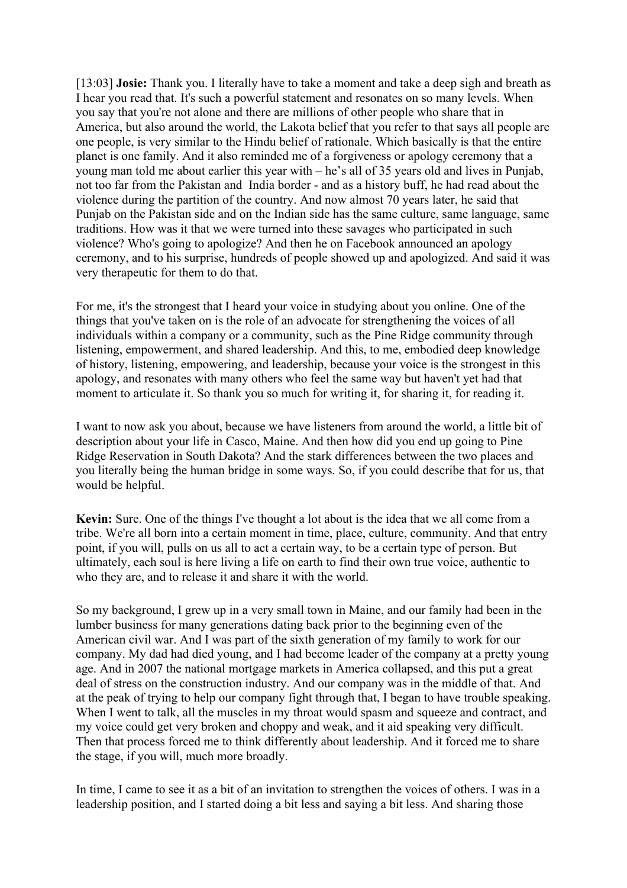[13:03] **Josie:** Thank you. I literally have to take a moment and take a deep sigh and breath as I hear you read that. It's such a powerful statement and resonates on so many levels. When you say that you're not alone and there are millions of other people who share that in America, but also around the world, the Lakota belief that you refer to that says all people are one people, is very similar to the Hindu belief of rationale. Which basically is that the entire planet is one family. And it also reminded me of a forgiveness or apology ceremony that a young man told me about earlier this year with – he's all of 35 years old and lives in Punjab, not too far from the Pakistan and India border - and as a history buff, he had read about the violence during the partition of the country. And now almost 70 years later, he said that Punjab on the Pakistan side and on the Indian side has the same culture, same language, same traditions. How was it that we were turned into these savages who participated in such violence? Who's going to apologize? And then he on Facebook announced an apology ceremony, and to his surprise, hundreds of people showed up and apologized. And said it was very therapeutic for them to do that.

For me, it's the strongest that I heard your voice in studying about you online. One of the things that you've taken on is the role of an advocate for strengthening the voices of all individuals within a company or a community, such as the Pine Ridge community through listening, empowerment, and shared leadership. And this, to me, embodied deep knowledge of history, listening, empowering, and leadership, because your voice is the strongest in this apology, and resonates with many others who feel the same way but haven't yet had that moment to articulate it. So thank you so much for writing it, for sharing it, for reading it.

I want to now ask you about, because we have listeners from around the world, a little bit of description about your life in Casco, Maine. And then how did you end up going to Pine Ridge Reservation in South Dakota? And the stark differences between the two places and you literally being the human bridge in some ways. So, if you could describe that for us, that would be helpful.

**Kevin:** Sure. One of the things I've thought a lot about is the idea that we all come from a tribe. We're all born into a certain moment in time, place, culture, community. And that entry point, if you will, pulls on us all to act a certain way, to be a certain type of person. But ultimately, each soul is here living a life on earth to find their own true voice, authentic to who they are, and to release it and share it with the world.

So my background, I grew up in a very small town in Maine, and our family had been in the lumber business for many generations dating back prior to the beginning even of the American civil war. And I was part of the sixth generation of my family to work for our company. My dad had died young, and I had become leader of the company at a pretty young age. And in 2007 the national mortgage markets in America collapsed, and this put a great deal of stress on the construction industry. And our company was in the middle of that. And at the peak of trying to help our company fight through that, I began to have trouble speaking. When I went to talk, all the muscles in my throat would spasm and squeeze and contract, and my voice could get very broken and choppy and weak, and it aid speaking very difficult. Then that process forced me to think differently about leadership. And it forced me to share the stage, if you will, much more broadly.

In time, I came to see it as a bit of an invitation to strengthen the voices of others. I was in a leadership position, and I started doing a bit less and saying a bit less. And sharing those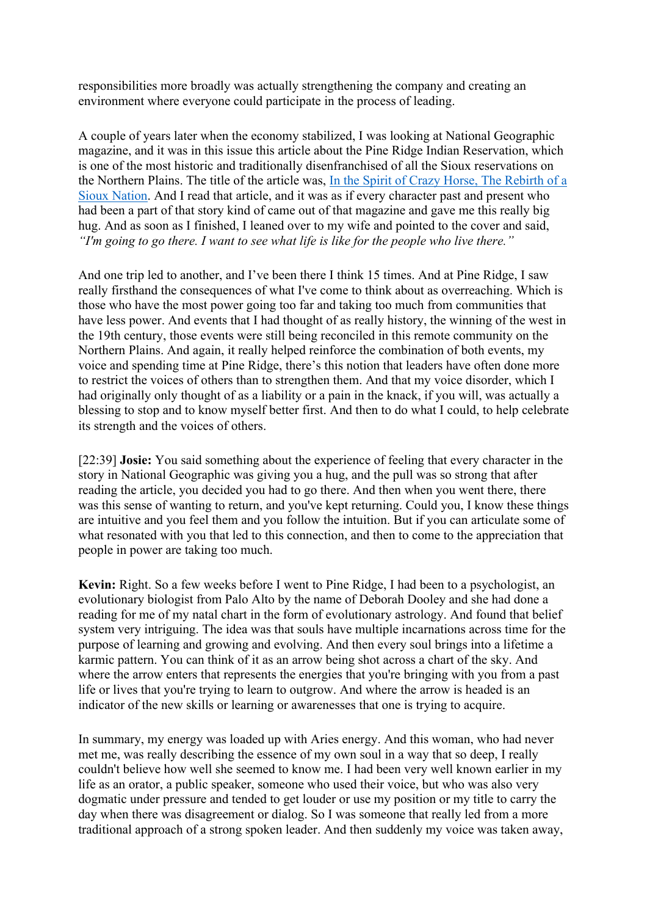responsibilities more broadly was actually strengthening the company and creating an environment where everyone could participate in the process of leading.

A couple of years later when the economy stabilized, I was looking at National Geographic magazine, and it was in this issue this article about the Pine Ridge Indian Reservation, which is one of the most historic and traditionally disenfranchised of all the Sioux reservations on the Northern Plains. The title of the article was, [In the Spirit of Crazy Horse, The Rebirth of a Sioux Nation](). And I read that article, and it was as if every character past and present who had been a part of that story kind of came out of that magazine and gave me this really big hug. And as soon as I finished, I leaned over to my wife and pointed to the cover and said, *"I'm going to go there. I want to see what life is like for the people who live there."*

And one trip led to another, and I've been there I think 15 times. And at Pine Ridge, I saw really firsthand the consequences of what I've come to think about as overreaching. Which is those who have the most power going too far and taking too much from communities that have less power. And events that I had thought of as really history, the winning of the west in the 19th century, those events were still being reconciled in this remote community on the Northern Plains. And again, it really helped reinforce the combination of both events, my voice and spending time at Pine Ridge, there's this notion that leaders have often done more to restrict the voices of others than to strengthen them. And that my voice disorder, which I had originally only thought of as a liability or a pain in the knack, if you will, was actually a blessing to stop and to know myself better first. And then to do what I could, to help celebrate its strength and the voices of others.

[22:39] **Josie:** You said something about the experience of feeling that every character in the story in National Geographic was giving you a hug, and the pull was so strong that after reading the article, you decided you had to go there. And then when you went there, there was this sense of wanting to return, and you've kept returning. Could you, I know these things are intuitive and you feel them and you follow the intuition. But if you can articulate some of what resonated with you that led to this connection, and then to come to the appreciation that people in power are taking too much.

**Kevin:** Right. So a few weeks before I went to Pine Ridge, I had been to a psychologist, an evolutionary biologist from Palo Alto by the name of Deborah Dooley and she had done a reading for me of my natal chart in the form of evolutionary astrology. And found that belief system very intriguing. The idea was that souls have multiple incarnations across time for the purpose of learning and growing and evolving. And then every soul brings into a lifetime a karmic pattern. You can think of it as an arrow being shot across a chart of the sky. And where the arrow enters that represents the energies that you're bringing with you from a past life or lives that you're trying to learn to outgrow. And where the arrow is headed is an indicator of the new skills or learning or awarenesses that one is trying to acquire.

In summary, my energy was loaded up with Aries energy. And this woman, who had never met me, was really describing the essence of my own soul in a way that so deep, I really couldn't believe how well she seemed to know me. I had been very well known earlier in my life as an orator, a public speaker, someone who used their voice, but who was also very dogmatic under pressure and tended to get louder or use my position or my title to carry the day when there was disagreement or dialog. So I was someone that really led from a more traditional approach of a strong spoken leader. And then suddenly my voice was taken away,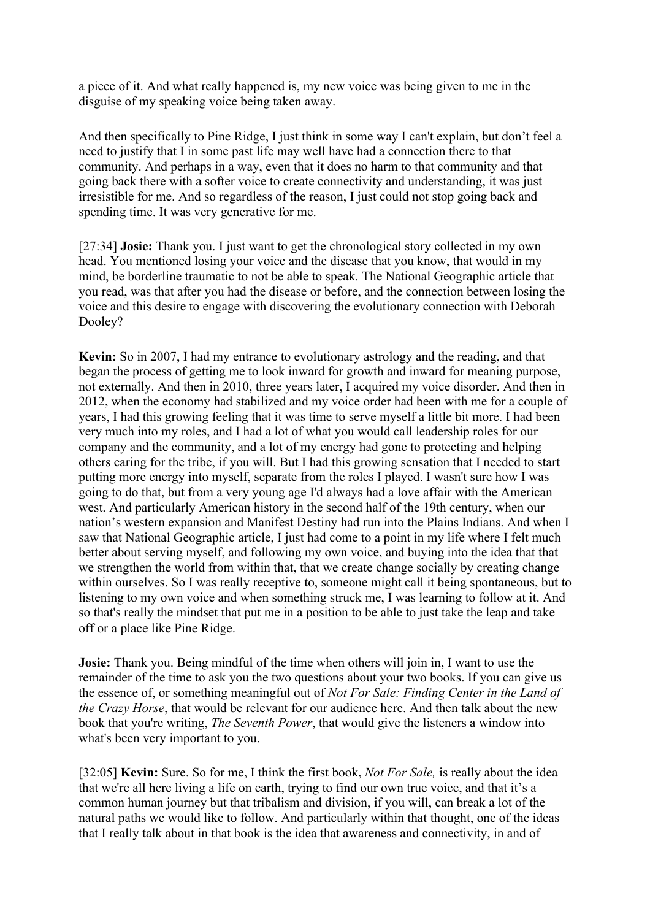a piece of it. And what really happened is, my new voice was being given to me in the disguise of my speaking voice being taken away.

And then specifically to Pine Ridge, I just think in some way I can't explain, but don't feel a need to justify that I in some past life may well have had a connection there to that community. And perhaps in a way, even that it does no harm to that community and that going back there with a softer voice to create connectivity and understanding, it was just irresistible for me. And so regardless of the reason, I just could not stop going back and spending time. It was very generative for me.

[27:34] **Josie:** Thank you. I just want to get the chronological story collected in my own head. You mentioned losing your voice and the disease that you know, that would in my mind, be borderline traumatic to not be able to speak. The National Geographic article that you read, was that after you had the disease or before, and the connection between losing the voice and this desire to engage with discovering the evolutionary connection with Deborah Dooley?

**Kevin:** So in 2007, I had my entrance to evolutionary astrology and the reading, and that began the process of getting me to look inward for growth and inward for meaning purpose, not externally. And then in 2010, three years later, I acquired my voice disorder. And then in 2012, when the economy had stabilized and my voice order had been with me for a couple of years, I had this growing feeling that it was time to serve myself a little bit more. I had been very much into my roles, and I had a lot of what you would call leadership roles for our company and the community, and a lot of my energy had gone to protecting and helping others caring for the tribe, if you will. But I had this growing sensation that I needed to start putting more energy into myself, separate from the roles I played. I wasn't sure how I was going to do that, but from a very young age I'd always had a love affair with the American west. And particularly American history in the second half of the 19th century, when our nation's western expansion and Manifest Destiny had run into the Plains Indians. And when I saw that National Geographic article, I just had come to a point in my life where I felt much better about serving myself, and following my own voice, and buying into the idea that that we strengthen the world from within that, that we create change socially by creating change within ourselves. So I was really receptive to, someone might call it being spontaneous, but to listening to my own voice and when something struck me, I was learning to follow at it. And so that's really the mindset that put me in a position to be able to just take the leap and take off or a place like Pine Ridge.

**Josie:** Thank you. Being mindful of the time when others will join in, I want to use the remainder of the time to ask you the two questions about your two books. If you can give us the essence of, or something meaningful out of *Not For Sale: Finding Center in the Land of the Crazy Horse*, that would be relevant for our audience here. And then talk about the new book that you're writing, *The Seventh Power*, that would give the listeners a window into what's been very important to you.

[32:05] **Kevin:** Sure. So for me, I think the first book, *Not For Sale,* is really about the idea that we're all here living a life on earth, trying to find our own true voice, and that it's a common human journey but that tribalism and division, if you will, can break a lot of the natural paths we would like to follow. And particularly within that thought, one of the ideas that I really talk about in that book is the idea that awareness and connectivity, in and of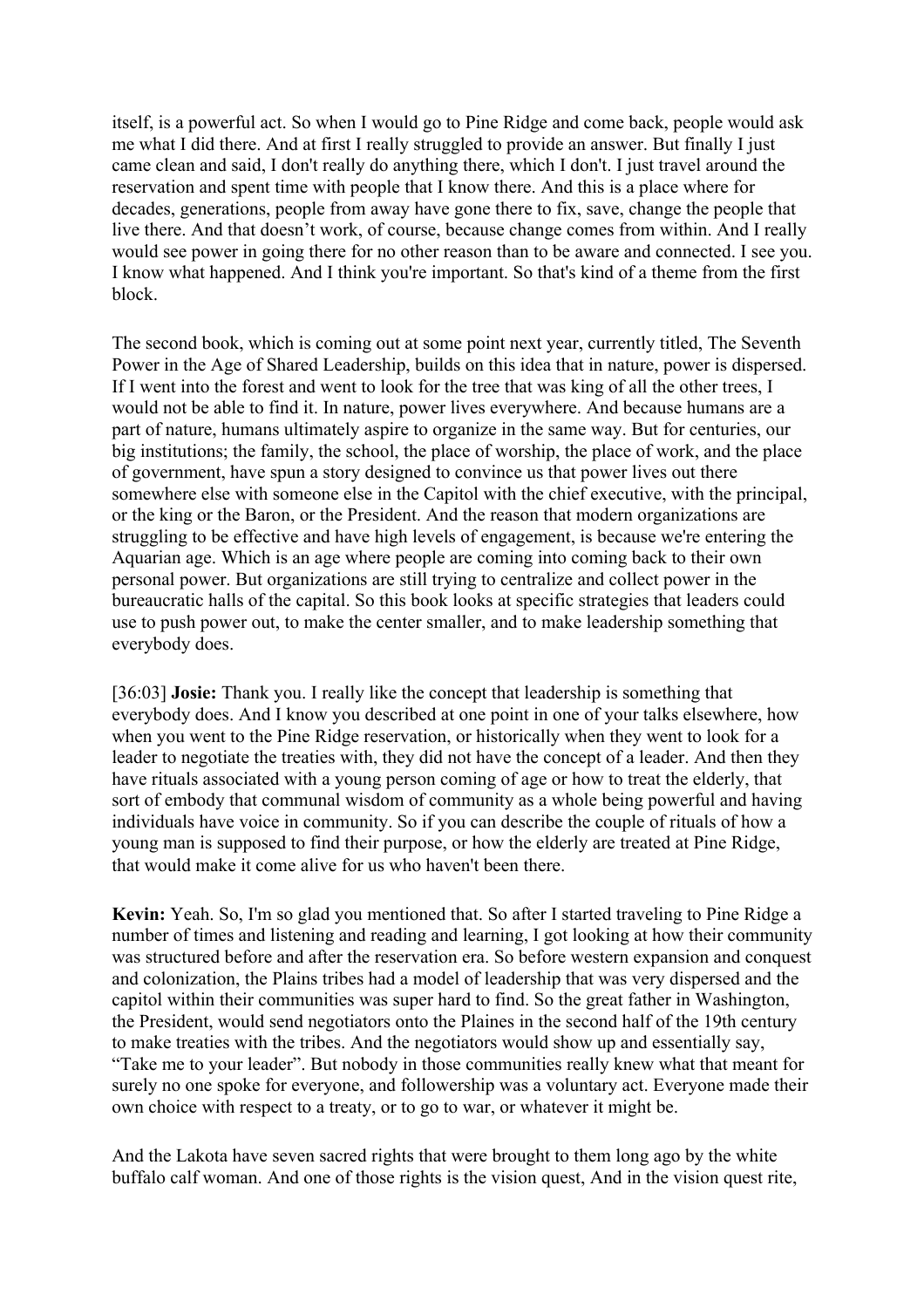itself, is a powerful act. So when I would go to Pine Ridge and come back, people would ask me what I did there. And at first I really struggled to provide an answer. But finally I just came clean and said, I don't really do anything there, which I don't. I just travel around the reservation and spent time with people that I know there. And this is a place where for decades, generations, people from away have gone there to fix, save, change the people that live there. And that doesn't work, of course, because change comes from within. And I really would see power in going there for no other reason than to be aware and connected. I see you. I know what happened. And I think you're important. So that's kind of a theme from the first block.

The second book, which is coming out at some point next year, currently titled, The Seventh Power in the Age of Shared Leadership, builds on this idea that in nature, power is dispersed. If I went into the forest and went to look for the tree that was king of all the other trees, I would not be able to find it. In nature, power lives everywhere. And because humans are a part of nature, humans ultimately aspire to organize in the same way. But for centuries, our big institutions; the family, the school, the place of worship, the place of work, and the place of government, have spun a story designed to convince us that power lives out there somewhere else with someone else in the Capitol with the chief executive, with the principal, or the king or the Baron, or the President. And the reason that modern organizations are struggling to be effective and have high levels of engagement, is because we're entering the Aquarian age. Which is an age where people are coming into coming back to their own personal power. But organizations are still trying to centralize and collect power in the bureaucratic halls of the capital. So this book looks at specific strategies that leaders could use to push power out, to make the center smaller, and to make leadership something that everybody does.

[36:03] **Josie:** Thank you. I really like the concept that leadership is something that everybody does. And I know you described at one point in one of your talks elsewhere, how when you went to the Pine Ridge reservation, or historically when they went to look for a leader to negotiate the treaties with, they did not have the concept of a leader. And then they have rituals associated with a young person coming of age or how to treat the elderly, that sort of embody that communal wisdom of community as a whole being powerful and having individuals have voice in community. So if you can describe the couple of rituals of how a young man is supposed to find their purpose, or how the elderly are treated at Pine Ridge, that would make it come alive for us who haven't been there.

**Kevin:** Yeah. So, I'm so glad you mentioned that. So after I started traveling to Pine Ridge a number of times and listening and reading and learning, I got looking at how their community was structured before and after the reservation era. So before western expansion and conquest and colonization, the Plains tribes had a model of leadership that was very dispersed and the capitol within their communities was super hard to find. So the great father in Washington, the President, would send negotiators onto the Plaines in the second half of the 19th century to make treaties with the tribes. And the negotiators would show up and essentially say, "Take me to your leader". But nobody in those communities really knew what that meant for surely no one spoke for everyone, and followership was a voluntary act. Everyone made their own choice with respect to a treaty, or to go to war, or whatever it might be.

And the Lakota have seven sacred rights that were brought to them long ago by the white buffalo calf woman. And one of those rights is the vision quest, And in the vision quest rite,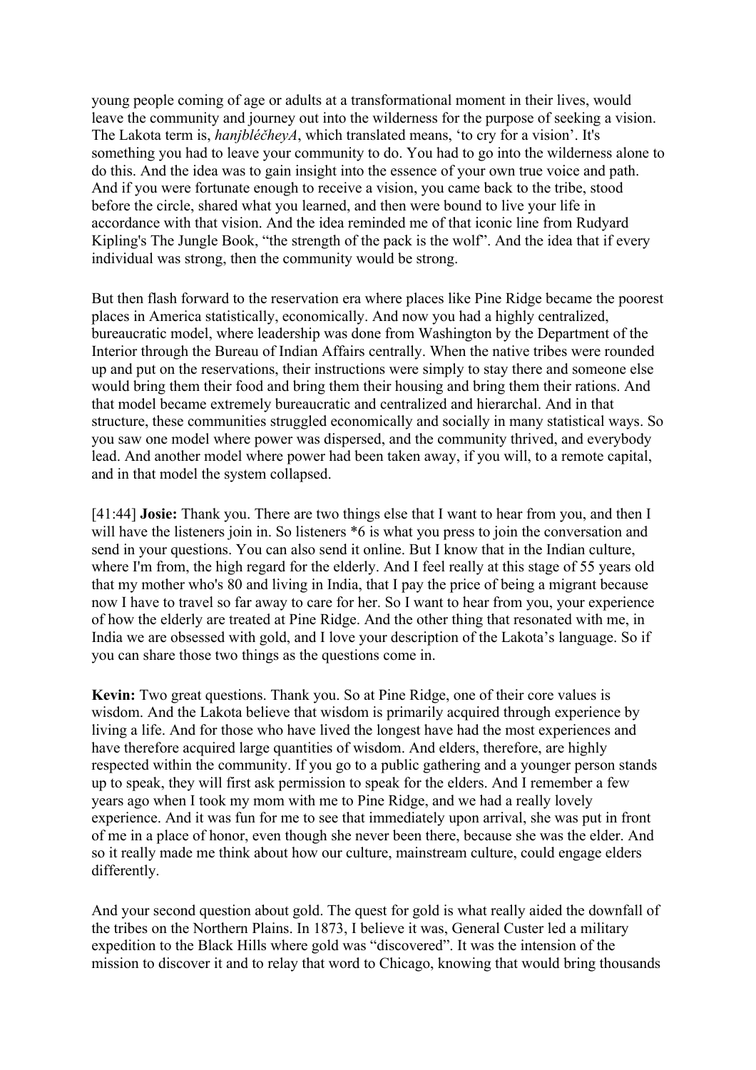young people coming of age or adults at a transformational moment in their lives, would leave the community and journey out into the wilderness for the purpose of seeking a vision. The Lakota term is, *hanjbléčheyA*, which translated means, 'to cry for a vision'. It's something you had to leave your community to do. You had to go into the wilderness alone to do this. And the idea was to gain insight into the essence of your own true voice and path. And if you were fortunate enough to receive a vision, you came back to the tribe, stood before the circle, shared what you learned, and then were bound to live your life in accordance with that vision. And the idea reminded me of that iconic line from Rudyard Kipling's The Jungle Book, "the strength of the pack is the wolf". And the idea that if every individual was strong, then the community would be strong.

But then flash forward to the reservation era where places like Pine Ridge became the poorest places in America statistically, economically. And now you had a highly centralized, bureaucratic model, where leadership was done from Washington by the Department of the Interior through the Bureau of Indian Affairs centrally. When the native tribes were rounded up and put on the reservations, their instructions were simply to stay there and someone else would bring them their food and bring them their housing and bring them their rations. And that model became extremely bureaucratic and centralized and hierarchal. And in that structure, these communities struggled economically and socially in many statistical ways. So you saw one model where power was dispersed, and the community thrived, and everybody lead. And another model where power had been taken away, if you will, to a remote capital, and in that model the system collapsed.

[41:44] **Josie:** Thank you. There are two things else that I want to hear from you, and then I will have the listeners join in. So listeners *6 is what you press to join the conversation and send in your questions. You can also send it online. But I know that in the Indian culture, where I'm from, the high regard for the elderly. And I feel really at this stage of 55 years old that my mother who's 80 and living in India, that I pay the price of being a migrant because now I have to travel so far away to care for her. So I want to hear from you, your experience of how the elderly are treated at Pine Ridge. And the other thing that resonated with me, in India we are obsessed with gold, and I love your description of the Lakota's language. So if you can share those two things as the questions come in.

**Kevin:** Two great questions. Thank you. So at Pine Ridge, one of their core values is wisdom. And the Lakota believe that wisdom is primarily acquired through experience by living a life. And for those who have lived the longest have had the most experiences and have therefore acquired large quantities of wisdom. And elders, therefore, are highly respected within the community. If you go to a public gathering and a younger person stands up to speak, they will first ask permission to speak for the elders. And I remember a few years ago when I took my mom with me to Pine Ridge, and we had a really lovely experience. And it was fun for me to see that immediately upon arrival, she was put in front of me in a place of honor, even though she never been there, because she was the elder. And so it really made me think about how our culture, mainstream culture, could engage elders differently.

And your second question about gold. The quest for gold is what really aided the downfall of the tribes on the Northern Plains. In 1873, I believe it was, General Custer led a military expedition to the Black Hills where gold was "discovered". It was the intension of the mission to discover it and to relay that word to Chicago, knowing that would bring thousands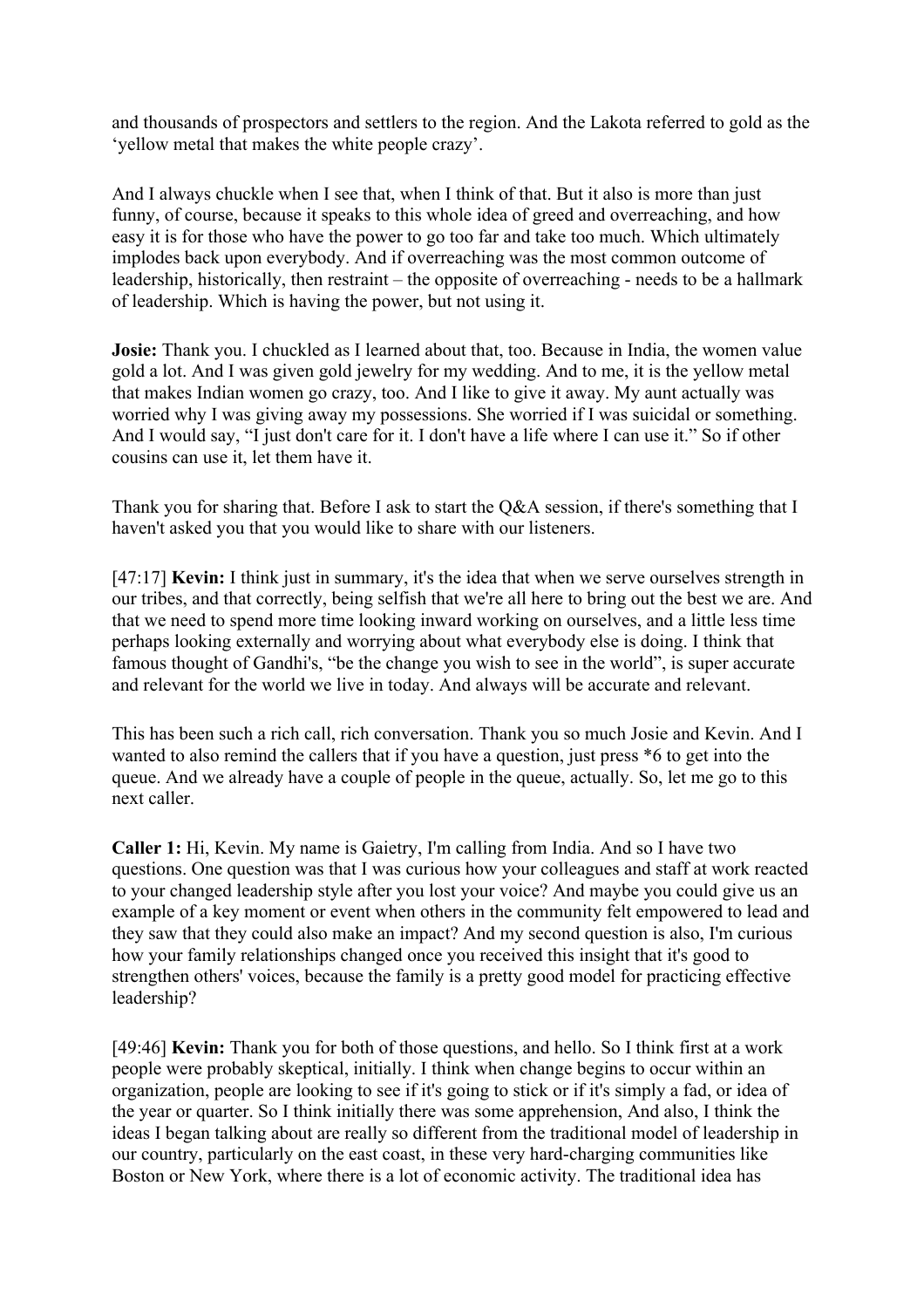and thousands of prospectors and settlers to the region. And the Lakota referred to gold as the 'yellow metal that makes the white people crazy'.

And I always chuckle when I see that, when I think of that. But it also is more than just funny, of course, because it speaks to this whole idea of greed and overreaching, and how easy it is for those who have the power to go too far and take too much. Which ultimately implodes back upon everybody. And if overreaching was the most common outcome of leadership, historically, then restraint – the opposite of overreaching - needs to be a hallmark of leadership. Which is having the power, but not using it.

**Josie:** Thank you. I chuckled as I learned about that, too. Because in India, the women value gold a lot. And I was given gold jewelry for my wedding. And to me, it is the yellow metal that makes Indian women go crazy, too. And I like to give it away. My aunt actually was worried why I was giving away my possessions. She worried if I was suicidal or something. And I would say, "I just don't care for it. I don't have a life where I can use it." So if other cousins can use it, let them have it.

Thank you for sharing that. Before I ask to start the Q&A session, if there's something that I haven't asked you that you would like to share with our listeners.

[47:17] **Kevin:** I think just in summary, it's the idea that when we serve ourselves strength in our tribes, and that correctly, being selfish that we're all here to bring out the best we are. And that we need to spend more time looking inward working on ourselves, and a little less time perhaps looking externally and worrying about what everybody else is doing. I think that famous thought of Gandhi's, "be the change you wish to see in the world", is super accurate and relevant for the world we live in today. And always will be accurate and relevant.

This has been such a rich call, rich conversation. Thank you so much Josie and Kevin. And I wanted to also remind the callers that if you have a question, just press *6 to get into the queue. And we already have a couple of people in the queue, actually. So, let me go to this next caller.

**Caller 1:** Hi, Kevin. My name is Gaietry, I'm calling from India. And so I have two questions. One question was that I was curious how your colleagues and staff at work reacted to your changed leadership style after you lost your voice? And maybe you could give us an example of a key moment or event when others in the community felt empowered to lead and they saw that they could also make an impact? And my second question is also, I'm curious how your family relationships changed once you received this insight that it's good to strengthen others' voices, because the family is a pretty good model for practicing effective leadership?

[49:46] **Kevin:** Thank you for both of those questions, and hello. So I think first at a work people were probably skeptical, initially. I think when change begins to occur within an organization, people are looking to see if it's going to stick or if it's simply a fad, or idea of the year or quarter. So I think initially there was some apprehension, And also, I think the ideas I began talking about are really so different from the traditional model of leadership in our country, particularly on the east coast, in these very hard-charging communities like Boston or New York, where there is a lot of economic activity. The traditional idea has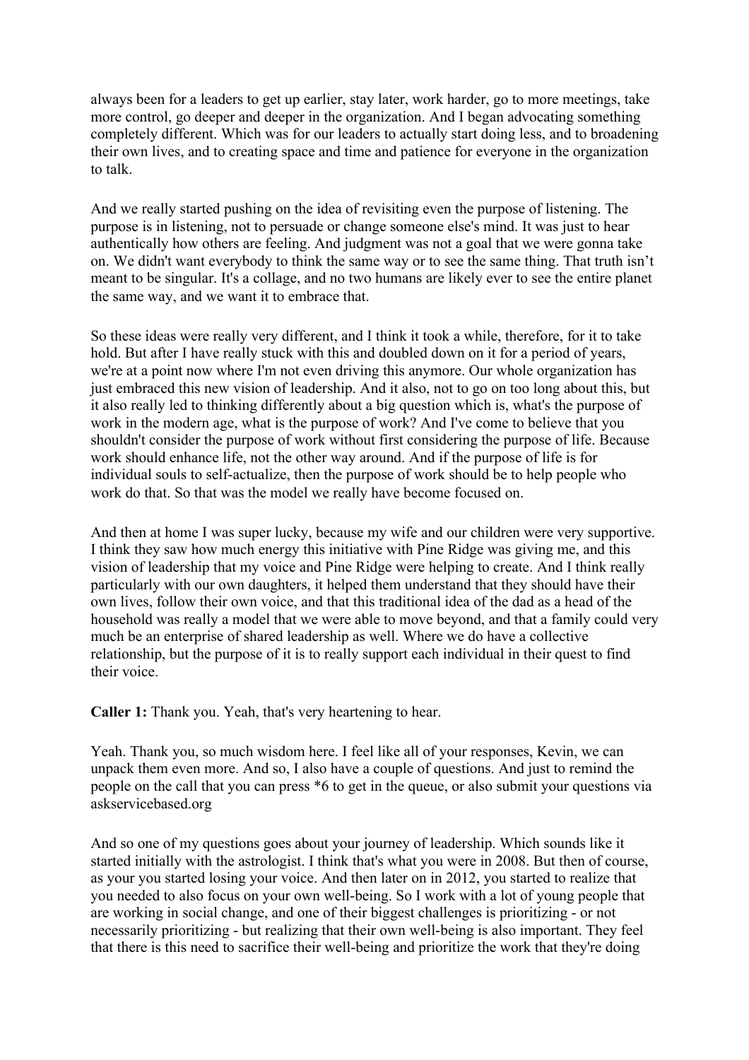always been for a leaders to get up earlier, stay later, work harder, go to more meetings, take more control, go deeper and deeper in the organization. And I began advocating something completely different. Which was for our leaders to actually start doing less, and to broadening their own lives, and to creating space and time and patience for everyone in the organization to talk.

And we really started pushing on the idea of revisiting even the purpose of listening. The purpose is in listening, not to persuade or change someone else's mind. It was just to hear authentically how others are feeling. And judgment was not a goal that we were gonna take on. We didn't want everybody to think the same way or to see the same thing. That truth isn't meant to be singular. It's a collage, and no two humans are likely ever to see the entire planet the same way, and we want it to embrace that.

So these ideas were really very different, and I think it took a while, therefore, for it to take hold. But after I have really stuck with this and doubled down on it for a period of years, we're at a point now where I'm not even driving this anymore. Our whole organization has just embraced this new vision of leadership. And it also, not to go on too long about this, but it also really led to thinking differently about a big question which is, what's the purpose of work in the modern age, what is the purpose of work? And I've come to believe that you shouldn't consider the purpose of work without first considering the purpose of life. Because work should enhance life, not the other way around. And if the purpose of life is for individual souls to self-actualize, then the purpose of work should be to help people who work do that. So that was the model we really have become focused on.

And then at home I was super lucky, because my wife and our children were very supportive. I think they saw how much energy this initiative with Pine Ridge was giving me, and this vision of leadership that my voice and Pine Ridge were helping to create. And I think really particularly with our own daughters, it helped them understand that they should have their own lives, follow their own voice, and that this traditional idea of the dad as a head of the household was really a model that we were able to move beyond, and that a family could very much be an enterprise of shared leadership as well. Where we do have a collective relationship, but the purpose of it is to really support each individual in their quest to find their voice.

**Caller 1:** Thank you. Yeah, that's very heartening to hear.

Yeah. Thank you, so much wisdom here. I feel like all of your responses, Kevin, we can unpack them even more. And so, I also have a couple of questions. And just to remind the people on the call that you can press *6 to get in the queue, or also submit your questions via askservicebased.org

And so one of my questions goes about your journey of leadership. Which sounds like it started initially with the astrologist. I think that's what you were in 2008. But then of course, as your you started losing your voice. And then later on in 2012, you started to realize that you needed to also focus on your own well-being. So I work with a lot of young people that are working in social change, and one of their biggest challenges is prioritizing - or not necessarily prioritizing - but realizing that their own well-being is also important. They feel that there is this need to sacrifice their well-being and prioritize the work that they're doing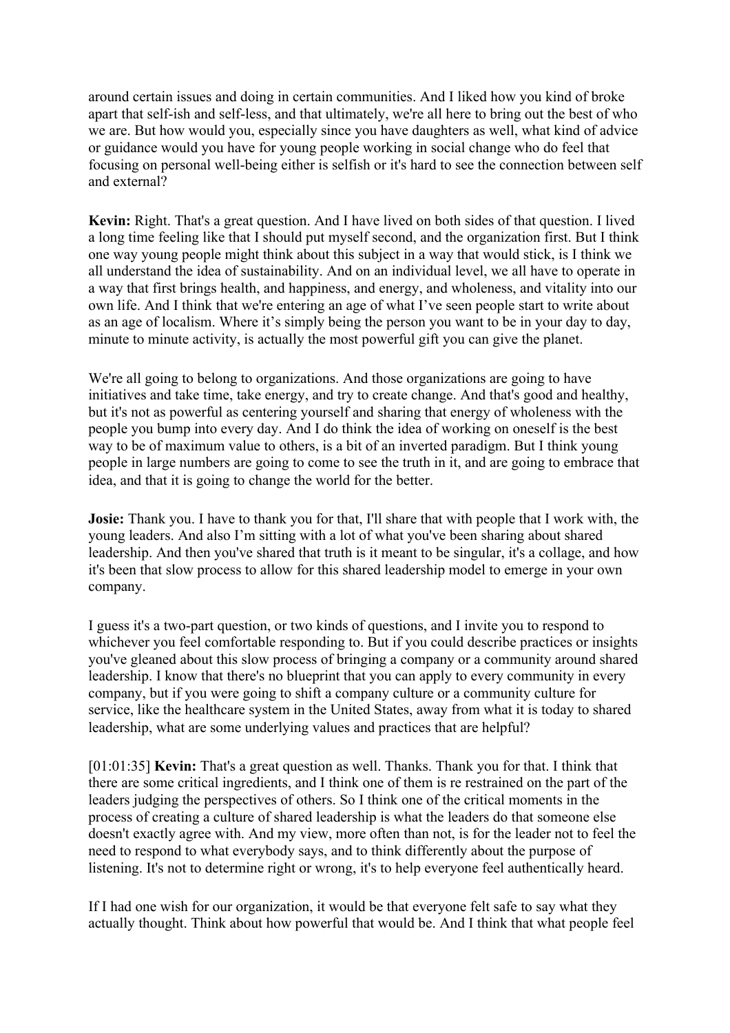around certain issues and doing in certain communities. And I liked how you kind of broke apart that self-ish and self-less, and that ultimately, we're all here to bring out the best of who we are. But how would you, especially since you have daughters as well, what kind of advice or guidance would you have for young people working in social change who do feel that focusing on personal well-being either is selfish or it's hard to see the connection between self and external?

**Kevin:** Right. That's a great question. And I have lived on both sides of that question. I lived a long time feeling like that I should put myself second, and the organization first. But I think one way young people might think about this subject in a way that would stick, is I think we all understand the idea of sustainability. And on an individual level, we all have to operate in a way that first brings health, and happiness, and energy, and wholeness, and vitality into our own life. And I think that we're entering an age of what I've seen people start to write about as an age of localism. Where it's simply being the person you want to be in your day to day, minute to minute activity, is actually the most powerful gift you can give the planet.

We're all going to belong to organizations. And those organizations are going to have initiatives and take time, take energy, and try to create change. And that's good and healthy, but it's not as powerful as centering yourself and sharing that energy of wholeness with the people you bump into every day. And I do think the idea of working on oneself is the best way to be of maximum value to others, is a bit of an inverted paradigm. But I think young people in large numbers are going to come to see the truth in it, and are going to embrace that idea, and that it is going to change the world for the better.

**Josie:** Thank you. I have to thank you for that, I'll share that with people that I work with, the young leaders. And also I'm sitting with a lot of what you've been sharing about shared leadership. And then you've shared that truth is it meant to be singular, it's a collage, and how it's been that slow process to allow for this shared leadership model to emerge in your own company.

I guess it's a two-part question, or two kinds of questions, and I invite you to respond to whichever you feel comfortable responding to. But if you could describe practices or insights you've gleaned about this slow process of bringing a company or a community around shared leadership. I know that there's no blueprint that you can apply to every community in every company, but if you were going to shift a company culture or a community culture for service, like the healthcare system in the United States, away from what it is today to shared leadership, what are some underlying values and practices that are helpful?

[01:01:35] **Kevin:** That's a great question as well. Thanks. Thank you for that. I think that there are some critical ingredients, and I think one of them is re restrained on the part of the leaders judging the perspectives of others. So I think one of the critical moments in the process of creating a culture of shared leadership is what the leaders do that someone else doesn't exactly agree with. And my view, more often than not, is for the leader not to feel the need to respond to what everybody says, and to think differently about the purpose of listening. It's not to determine right or wrong, it's to help everyone feel authentically heard.

If I had one wish for our organization, it would be that everyone felt safe to say what they actually thought. Think about how powerful that would be. And I think that what people feel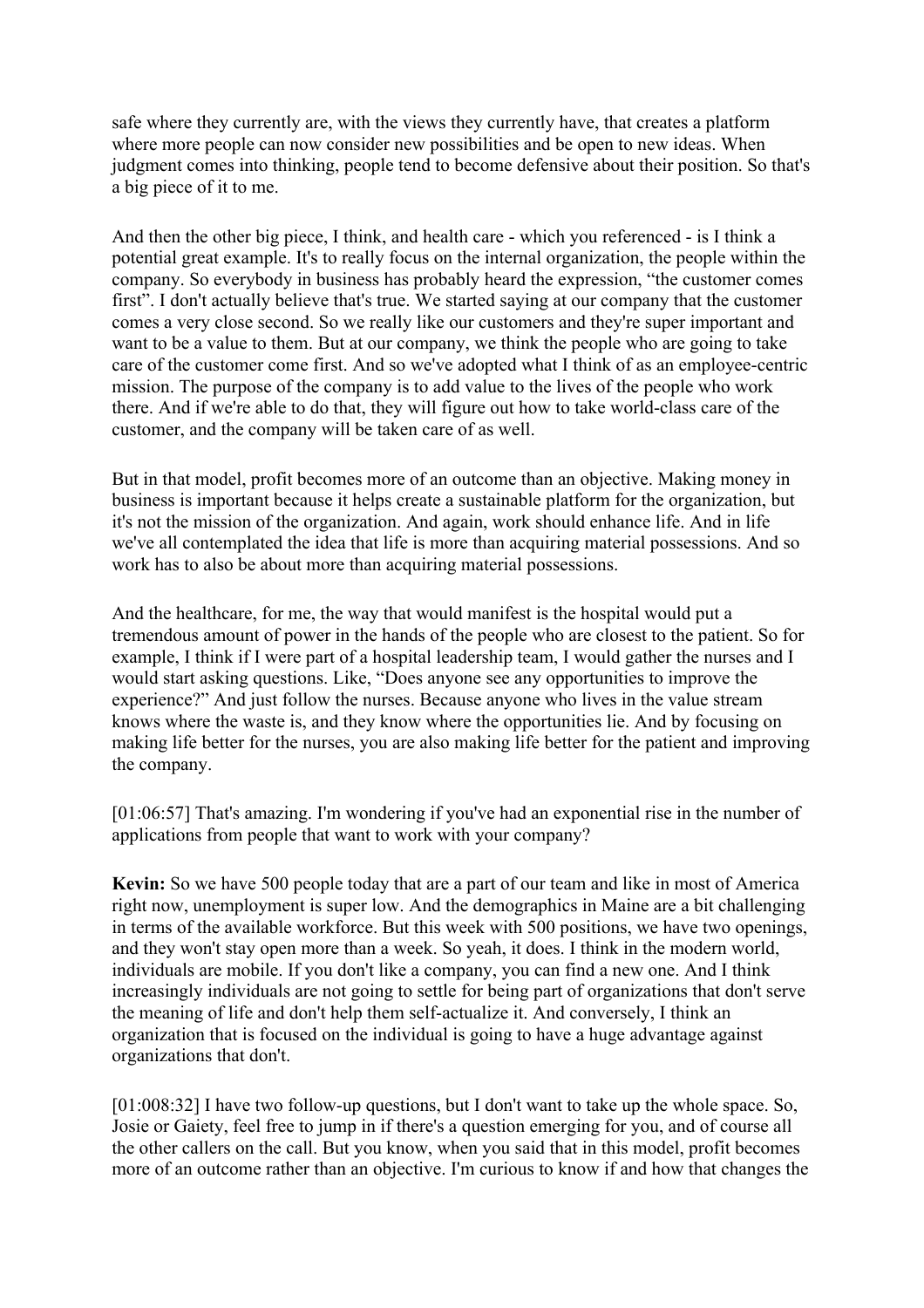safe where they currently are, with the views they currently have, that creates a platform where more people can now consider new possibilities and be open to new ideas. When judgment comes into thinking, people tend to become defensive about their position. So that's a big piece of it to me.

And then the other big piece, I think, and health care - which you referenced - is I think a potential great example. It's to really focus on the internal organization, the people within the company. So everybody in business has probably heard the expression, "the customer comes first". I don't actually believe that's true. We started saying at our company that the customer comes a very close second. So we really like our customers and they're super important and want to be a value to them. But at our company, we think the people who are going to take care of the customer come first. And so we've adopted what I think of as an employee-centric mission. The purpose of the company is to add value to the lives of the people who work there. And if we're able to do that, they will figure out how to take world-class care of the customer, and the company will be taken care of as well.

But in that model, profit becomes more of an outcome than an objective. Making money in business is important because it helps create a sustainable platform for the organization, but it's not the mission of the organization. And again, work should enhance life. And in life we've all contemplated the idea that life is more than acquiring material possessions. And so work has to also be about more than acquiring material possessions.

And the healthcare, for me, the way that would manifest is the hospital would put a tremendous amount of power in the hands of the people who are closest to the patient. So for example, I think if I were part of a hospital leadership team, I would gather the nurses and I would start asking questions. Like, "Does anyone see any opportunities to improve the experience?" And just follow the nurses. Because anyone who lives in the value stream knows where the waste is, and they know where the opportunities lie. And by focusing on making life better for the nurses, you are also making life better for the patient and improving the company.

[01:06:57] That's amazing. I'm wondering if you've had an exponential rise in the number of applications from people that want to work with your company?

**Kevin:** So we have 500 people today that are a part of our team and like in most of America right now, unemployment is super low. And the demographics in Maine are a bit challenging in terms of the available workforce. But this week with 500 positions, we have two openings, and they won't stay open more than a week. So yeah, it does. I think in the modern world, individuals are mobile. If you don't like a company, you can find a new one. And I think increasingly individuals are not going to settle for being part of organizations that don't serve the meaning of life and don't help them self-actualize it. And conversely, I think an organization that is focused on the individual is going to have a huge advantage against organizations that don't.

[01:008:32] I have two follow-up questions, but I don't want to take up the whole space. So, Josie or Gaiety, feel free to jump in if there's a question emerging for you, and of course all the other callers on the call. But you know, when you said that in this model, profit becomes more of an outcome rather than an objective. I'm curious to know if and how that changes the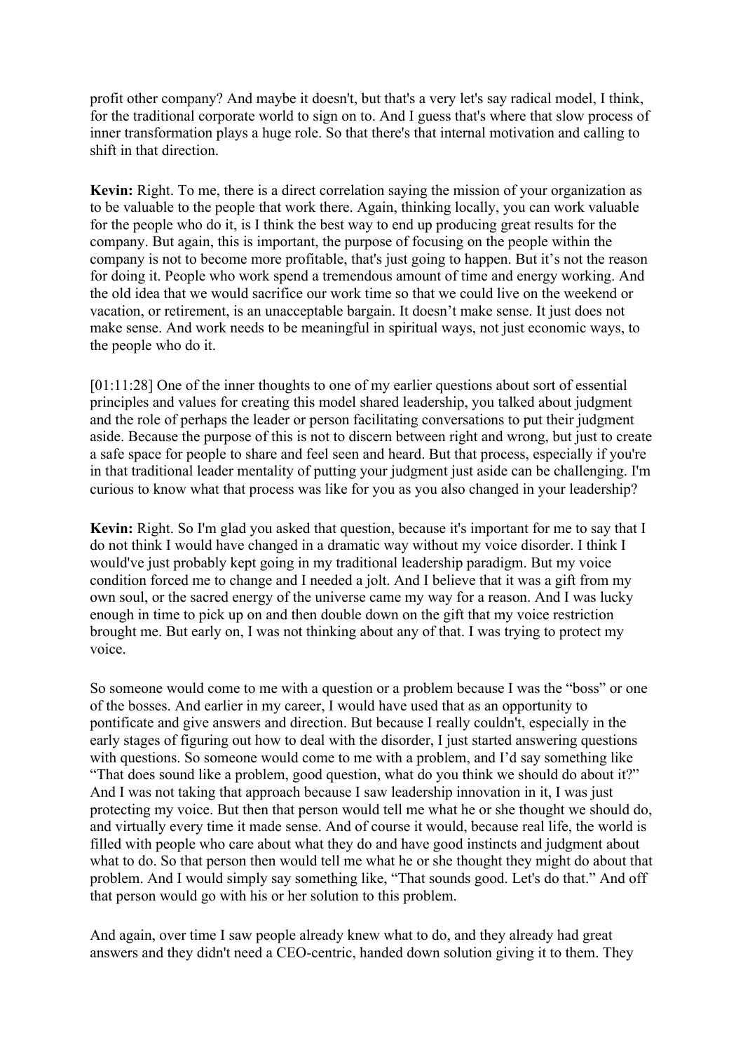profit other company? And maybe it doesn't, but that's a very let's say radical model, I think, for the traditional corporate world to sign on to. And I guess that's where that slow process of inner transformation plays a huge role. So that there's that internal motivation and calling to shift in that direction.

**Kevin:** Right. To me, there is a direct correlation saying the mission of your organization as to be valuable to the people that work there. Again, thinking locally, you can work valuable for the people who do it, is I think the best way to end up producing great results for the company. But again, this is important, the purpose of focusing on the people within the company is not to become more profitable, that's just going to happen. But it's not the reason for doing it. People who work spend a tremendous amount of time and energy working. And the old idea that we would sacrifice our work time so that we could live on the weekend or vacation, or retirement, is an unacceptable bargain. It doesn't make sense. It just does not make sense. And work needs to be meaningful in spiritual ways, not just economic ways, to the people who do it.

[01:11:28] One of the inner thoughts to one of my earlier questions about sort of essential principles and values for creating this model shared leadership, you talked about judgment and the role of perhaps the leader or person facilitating conversations to put their judgment aside. Because the purpose of this is not to discern between right and wrong, but just to create a safe space for people to share and feel seen and heard. But that process, especially if you're in that traditional leader mentality of putting your judgment just aside can be challenging. I'm curious to know what that process was like for you as you also changed in your leadership?

**Kevin:** Right. So I'm glad you asked that question, because it's important for me to say that I do not think I would have changed in a dramatic way without my voice disorder. I think I would've just probably kept going in my traditional leadership paradigm. But my voice condition forced me to change and I needed a jolt. And I believe that it was a gift from my own soul, or the sacred energy of the universe came my way for a reason. And I was lucky enough in time to pick up on and then double down on the gift that my voice restriction brought me. But early on, I was not thinking about any of that. I was trying to protect my voice.

So someone would come to me with a question or a problem because I was the "boss" or one of the bosses. And earlier in my career, I would have used that as an opportunity to pontificate and give answers and direction. But because I really couldn't, especially in the early stages of figuring out how to deal with the disorder, I just started answering questions with questions. So someone would come to me with a problem, and I'd say something like "That does sound like a problem, good question, what do you think we should do about it?" And I was not taking that approach because I saw leadership innovation in it, I was just protecting my voice. But then that person would tell me what he or she thought we should do, and virtually every time it made sense. And of course it would, because real life, the world is filled with people who care about what they do and have good instincts and judgment about what to do. So that person then would tell me what he or she thought they might do about that problem. And I would simply say something like, "That sounds good. Let's do that." And off that person would go with his or her solution to this problem.

And again, over time I saw people already knew what to do, and they already had great answers and they didn't need a CEO-centric, handed down solution giving it to them. They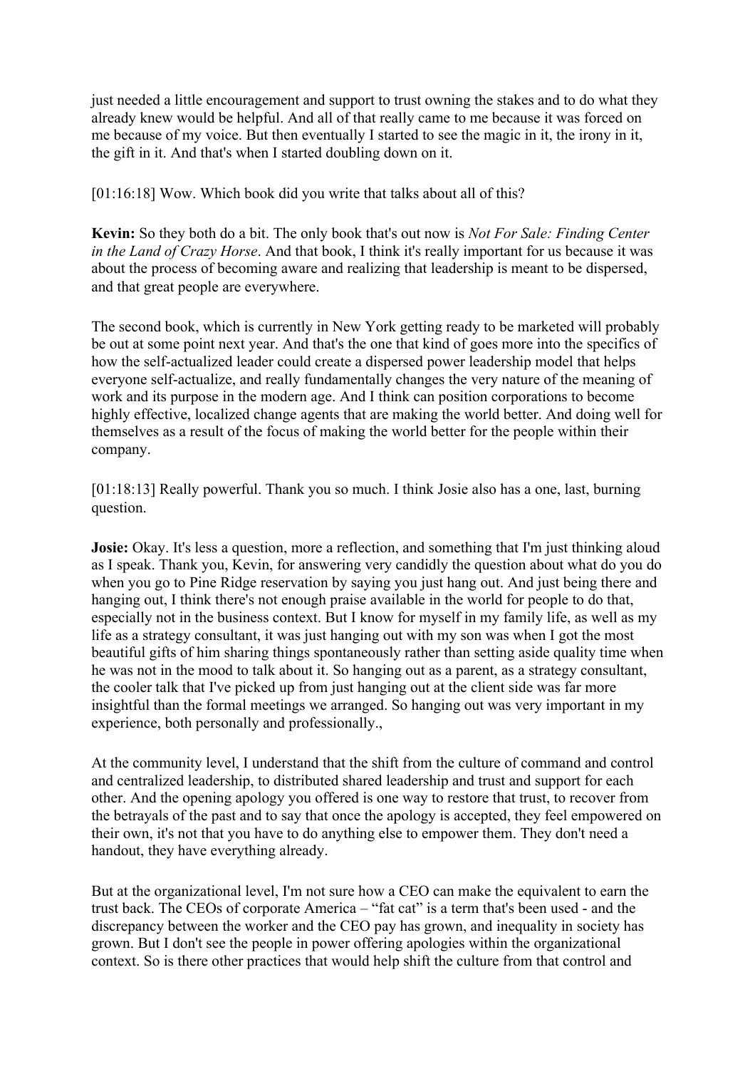just needed a little encouragement and support to trust owning the stakes and to do what they already knew would be helpful. And all of that really came to me because it was forced on me because of my voice. But then eventually I started to see the magic in it, the irony in it, the gift in it. And that's when I started doubling down on it.

[01:16:18] Wow. Which book did you write that talks about all of this?

**Kevin:** So they both do a bit. The only book that's out now is *Not For Sale: Finding Center in the Land of Crazy Horse*. And that book, I think it's really important for us because it was about the process of becoming aware and realizing that leadership is meant to be dispersed, and that great people are everywhere.

The second book, which is currently in New York getting ready to be marketed will probably be out at some point next year. And that's the one that kind of goes more into the specifics of how the self-actualized leader could create a dispersed power leadership model that helps everyone self-actualize, and really fundamentally changes the very nature of the meaning of work and its purpose in the modern age. And I think can position corporations to become highly effective, localized change agents that are making the world better. And doing well for themselves as a result of the focus of making the world better for the people within their company.

[01:18:13] Really powerful. Thank you so much. I think Josie also has a one, last, burning question.

**Josie:** Okay. It's less a question, more a reflection, and something that I'm just thinking aloud as I speak. Thank you, Kevin, for answering very candidly the question about what do you do when you go to Pine Ridge reservation by saying you just hang out. And just being there and hanging out, I think there's not enough praise available in the world for people to do that, especially not in the business context. But I know for myself in my family life, as well as my life as a strategy consultant, it was just hanging out with my son was when I got the most beautiful gifts of him sharing things spontaneously rather than setting aside quality time when he was not in the mood to talk about it. So hanging out as a parent, as a strategy consultant, the cooler talk that I've picked up from just hanging out at the client side was far more insightful than the formal meetings we arranged. So hanging out was very important in my experience, both personally and professionally.,

At the community level, I understand that the shift from the culture of command and control and centralized leadership, to distributed shared leadership and trust and support for each other. And the opening apology you offered is one way to restore that trust, to recover from the betrayals of the past and to say that once the apology is accepted, they feel empowered on their own, it's not that you have to do anything else to empower them. They don't need a handout, they have everything already.

But at the organizational level, I'm not sure how a CEO can make the equivalent to earn the trust back. The CEOs of corporate America – "fat cat" is a term that's been used - and the discrepancy between the worker and the CEO pay has grown, and inequality in society has grown. But I don't see the people in power offering apologies within the organizational context. So is there other practices that would help shift the culture from that control and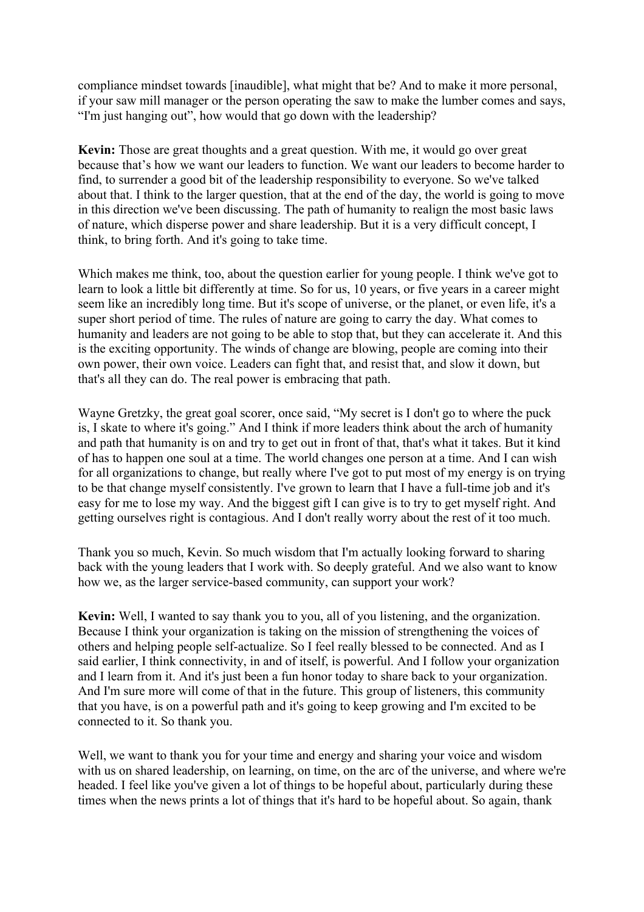compliance mindset towards [inaudible], what might that be? And to make it more personal, if your saw mill manager or the person operating the saw to make the lumber comes and says, "I'm just hanging out", how would that go down with the leadership?

**Kevin:** Those are great thoughts and a great question. With me, it would go over great because that's how we want our leaders to function. We want our leaders to become harder to find, to surrender a good bit of the leadership responsibility to everyone. So we've talked about that. I think to the larger question, that at the end of the day, the world is going to move in this direction we've been discussing. The path of humanity to realign the most basic laws of nature, which disperse power and share leadership. But it is a very difficult concept, I think, to bring forth. And it's going to take time.

Which makes me think, too, about the question earlier for young people. I think we've got to learn to look a little bit differently at time. So for us, 10 years, or five years in a career might seem like an incredibly long time. But it's scope of universe, or the planet, or even life, it's a super short period of time. The rules of nature are going to carry the day. What comes to humanity and leaders are not going to be able to stop that, but they can accelerate it. And this is the exciting opportunity. The winds of change are blowing, people are coming into their own power, their own voice. Leaders can fight that, and resist that, and slow it down, but that's all they can do. The real power is embracing that path.

Wayne Gretzky, the great goal scorer, once said, "My secret is I don't go to where the puck is, I skate to where it's going." And I think if more leaders think about the arch of humanity and path that humanity is on and try to get out in front of that, that's what it takes. But it kind of has to happen one soul at a time. The world changes one person at a time. And I can wish for all organizations to change, but really where I've got to put most of my energy is on trying to be that change myself consistently. I've grown to learn that I have a full-time job and it's easy for me to lose my way. And the biggest gift I can give is to try to get myself right. And getting ourselves right is contagious. And I don't really worry about the rest of it too much.

Thank you so much, Kevin. So much wisdom that I'm actually looking forward to sharing back with the young leaders that I work with. So deeply grateful. And we also want to know how we, as the larger service-based community, can support your work?

**Kevin:** Well, I wanted to say thank you to you, all of you listening, and the organization. Because I think your organization is taking on the mission of strengthening the voices of others and helping people self-actualize. So I feel really blessed to be connected. And as I said earlier, I think connectivity, in and of itself, is powerful. And I follow your organization and I learn from it. And it's just been a fun honor today to share back to your organization. And I'm sure more will come of that in the future. This group of listeners, this community that you have, is on a powerful path and it's going to keep growing and I'm excited to be connected to it. So thank you.

Well, we want to thank you for your time and energy and sharing your voice and wisdom with us on shared leadership, on learning, on time, on the arc of the universe, and where we're headed. I feel like you've given a lot of things to be hopeful about, particularly during these times when the news prints a lot of things that it's hard to be hopeful about. So again, thank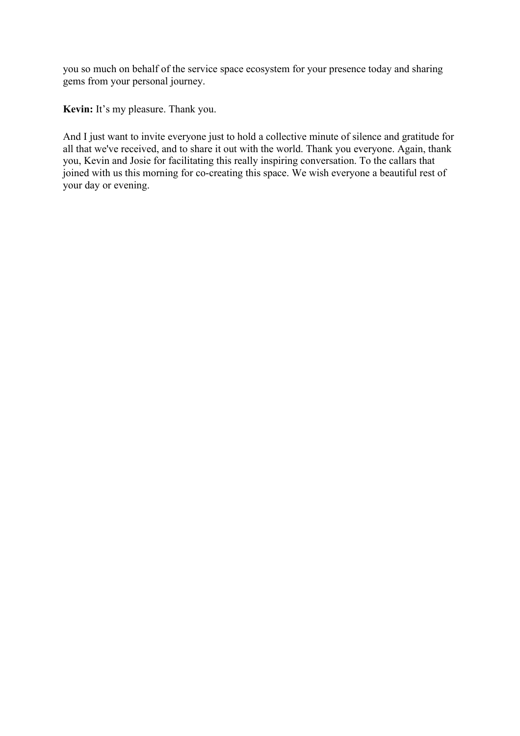you so much on behalf of the service space ecosystem for your presence today and sharing gems from your personal journey.

**Kevin:** It's my pleasure. Thank you.

And I just want to invite everyone just to hold a collective minute of silence and gratitude for all that we've received, and to share it out with the world. Thank you everyone. Again, thank you, Kevin and Josie for facilitating this really inspiring conversation. To the callars that joined with us this morning for co-creating this space. We wish everyone a beautiful rest of your day or evening.